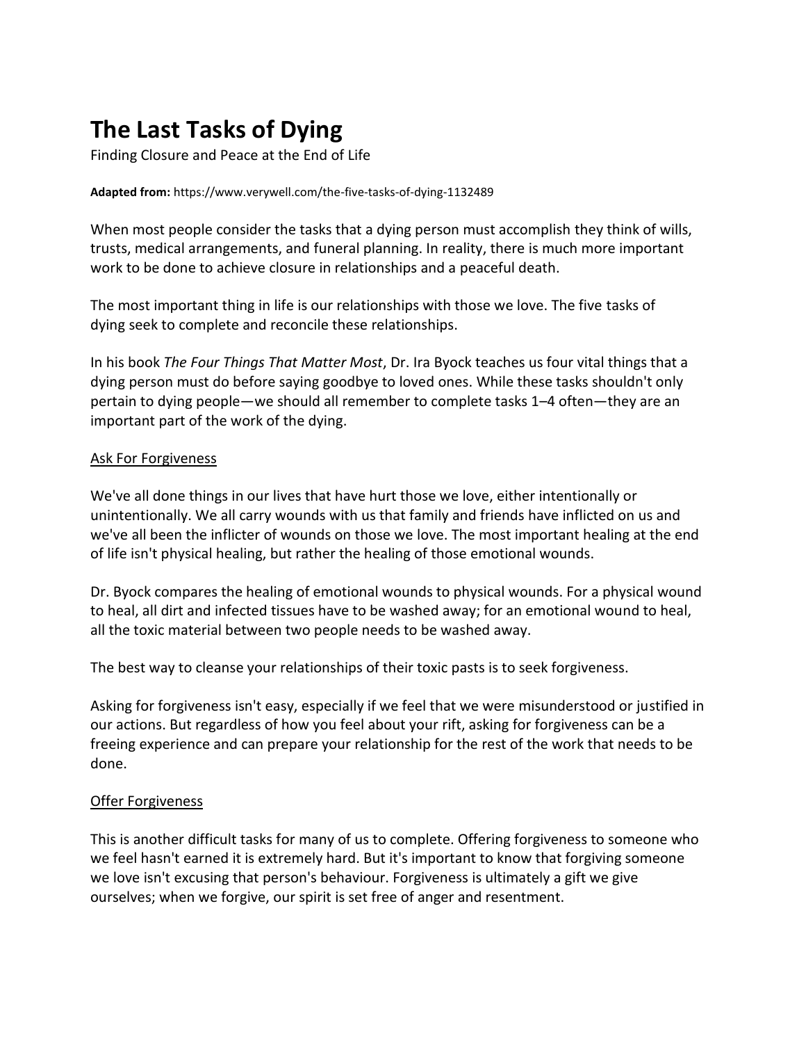# The Last Tasks of Dying

Finding Closure and Peace at the End of Life

**Adapted from:** https://www.verywell.com/the-five-tasks-of-dying-1132489

When most people consider the tasks that a dying person must accomplish they think of wills, trusts, medical arrangements, and funeral planning. In reality, there is much more important work to be done to achieve closure in relationships and a peaceful death.

The most important thing in life is our relationships with those we love. The five tasks of dying seek to complete and reconcile these relationships.

In his book *The Four Things That Matter Most*, Dr. Ira Byock teaches us four vital things that a dying person must do before saying goodbye to loved ones. While these tasks shouldn't only pertain to dying people—we should all remember to complete tasks 1–4 often—they are an important part of the work of the dying.

## Ask For Forgiveness

We've all done things in our lives that have hurt those we love, either intentionally or unintentionally. We all carry wounds with us that family and friends have inflicted on us and we've all been the inflicter of wounds on those we love. The most important healing at the end of life isn't physical healing, but rather the healing of those emotional wounds.

Dr. Byock compares the healing of emotional wounds to physical wounds. For a physical wound to heal, all dirt and infected tissues have to be washed away; for an emotional wound to heal, all the toxic material between two people needs to be washed away.

The best way to cleanse your relationships of their toxic pasts is to seek forgiveness.

Asking for forgiveness isn't easy, especially if we feel that we were misunderstood or justified in our actions. But regardless of how you feel about your rift, asking for forgiveness can be a freeing experience and can prepare your relationship for the rest of the work that needs to be done.

## Offer Forgiveness

This is another difficult tasks for many of us to complete. Offering forgiveness to someone who we feel hasn't earned it is extremely hard. But it's important to know that forgiving someone we love isn't excusing that person's behaviour. Forgiveness is ultimately a gift we give ourselves; when we forgive, our spirit is set free of anger and resentment.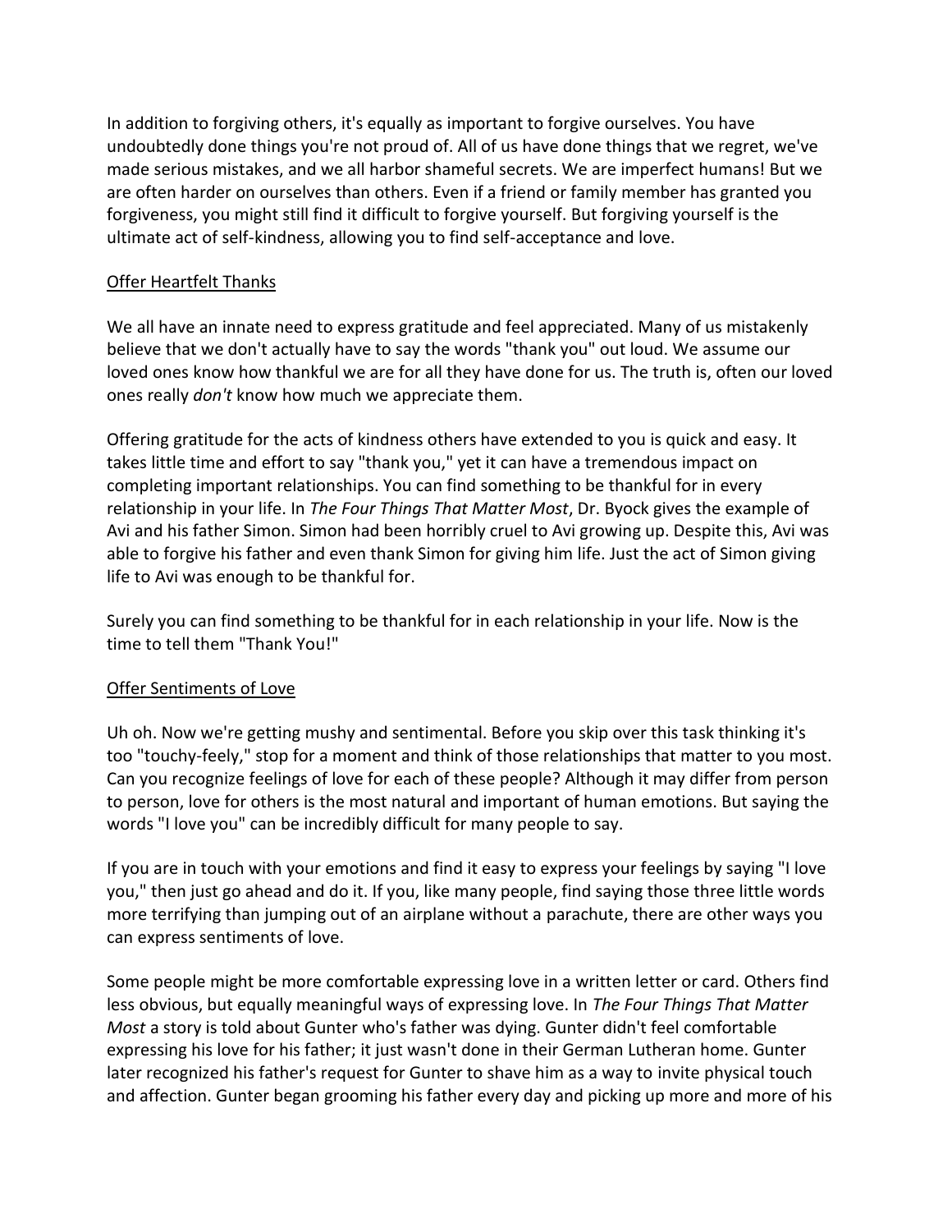In addition to forgiving others, it's equally as important to forgive ourselves. You have undoubtedly done things you're not proud of. All of us have done things that we regret, we've made serious mistakes, and we all harbor shameful secrets. We are imperfect humans! But we are often harder on ourselves than others. Even if a friend or family member has granted you forgiveness, you might still find it difficult to forgive yourself. But forgiving yourself is the ultimate act of self-kindness, allowing you to find self-acceptance and love.

## Offer Heartfelt Thanks

We all have an innate need to express gratitude and feel appreciated. Many of us mistakenly believe that we don't actually have to say the words "thank you" out loud. We assume our loved ones know how thankful we are for all they have done for us. The truth is, often our loved ones really *don't* know how much we appreciate them.

Offering gratitude for the acts of kindness others have extended to you is quick and easy. It takes little time and effort to say "thank you," yet it can have a tremendous impact on completing important relationships. You can find something to be thankful for in every relationship in your life. In *The Four Things That Matter Most*, Dr. Byock gives the example of Avi and his father Simon. Simon had been horribly cruel to Avi growing up. Despite this, Avi was able to forgive his father and even thank Simon for giving him life. Just the act of Simon giving life to Avi was enough to be thankful for.

Surely you can find something to be thankful for in each relationship in your life. Now is the time to tell them "Thank You!"

## Offer Sentiments of Love

Uh oh. Now we're getting mushy and sentimental. Before you skip over this task thinking it's too "touchy-feely," stop for a moment and think of those relationships that matter to you most. Can you recognize feelings of love for each of these people? Although it may differ from person to person, love for others is the most natural and important of human emotions. But saying the words "I love you" can be incredibly difficult for many people to say.

If you are in touch with your emotions and find it easy to express your feelings by saying "I love you," then just go ahead and do it. If you, like many people, find saying those three little words more terrifying than jumping out of an airplane without a parachute, there are other ways you can express sentiments of love.

Some people might be more comfortable expressing love in a written letter or card. Others find less obvious, but equally meaningful ways of expressing love. In *The Four Things That Matter Most* a story is told about Gunter who's father was dying. Gunter didn't feel comfortable expressing his love for his father; it just wasn't done in their German Lutheran home. Gunter later recognized his father's request for Gunter to shave him as a way to invite physical touch and affection. Gunter began grooming his father every day and picking up more and more of his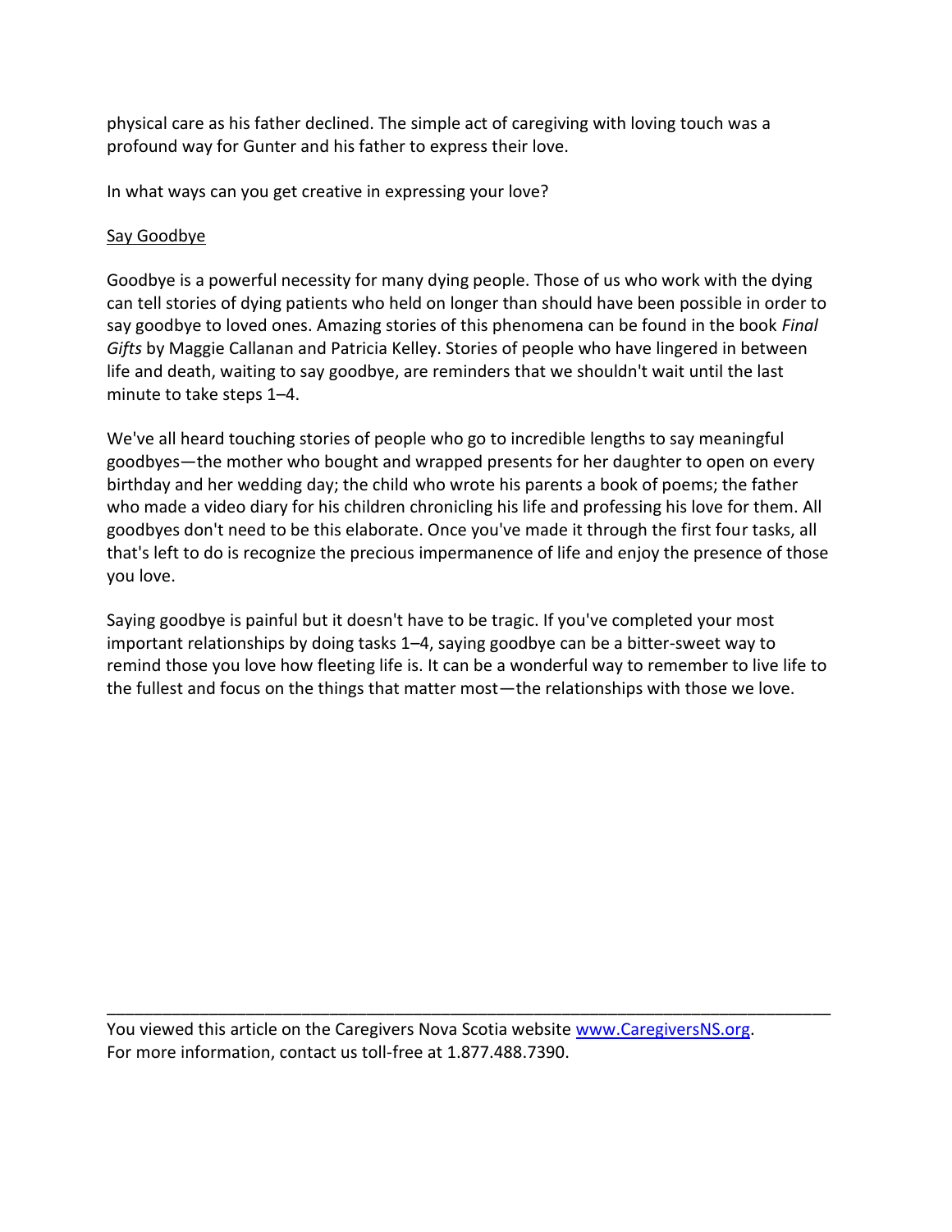physical care as his father declined. The simple act of caregiving with loving touch was a profound way for Gunter and his father to express their love.

In what ways can you get creative in expressing your love?

Say Goodbye

Goodbye is a powerful necessity for many dying people. Those of us who work with the dying can tell stories of dying patients who held on longer than should have been possible in order to say goodbye to loved ones. Amazing stories of this phenomena can be found in the book *Final Gifts* by Maggie Callanan and Patricia Kelley. Stories of people who have lingered in between life and death, waiting to say goodbye, are reminders that we shouldn't wait until the last minute to take steps 1–4.

We've all heard touching stories of people who go to incredible lengths to say meaningful goodbyes—the mother who bought and wrapped presents for her daughter to open on every birthday and her wedding day; the child who wrote his parents a book of poems; the father who made a video diary for his children chronicling his life and professing his love for them. All goodbyes don't need to be this elaborate. Once you've made it through the first four tasks, all that's left to do is recognize the precious impermanence of life and enjoy the presence of those you love.

Saying goodbye is painful but it doesn't have to be tragic. If you've completed your most important relationships by doing tasks 1–4, saying goodbye can be a bitter-sweet way to remind those you love how fleeting life is. It can be a wonderful way to remember to live life to the fullest and focus on the things that matter most—the relationships with those we love.

---

You viewed this article on the Caregivers Nova Scotia website [www.CaregiversNS.org](http://www.CaregiversNS.org).
For more information, contact us toll-free at 1.877.488.7390.